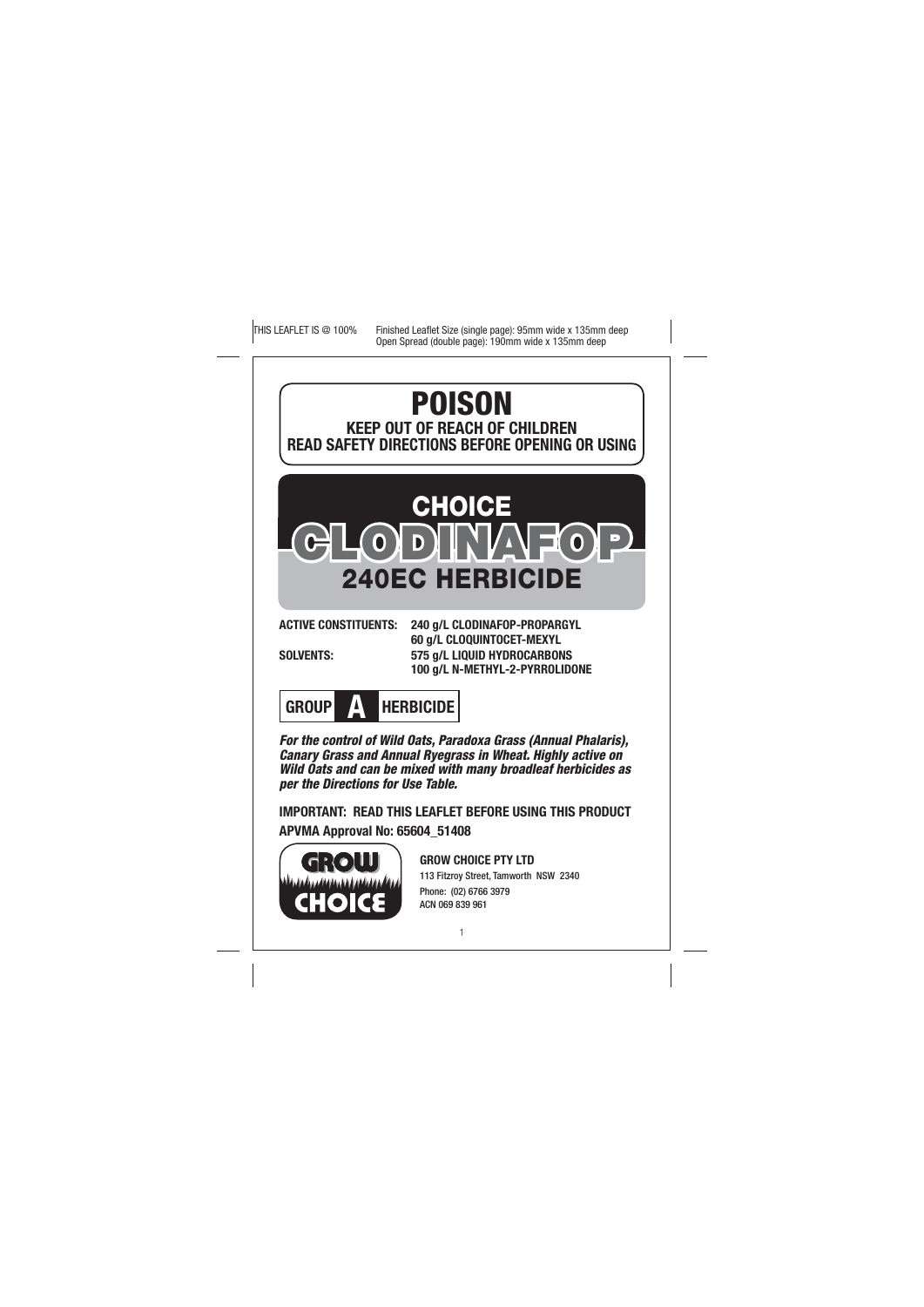# POISON

**KEEP OUT OF REACH OF CHILDREN**
**READ SAFETY DIRECTIONS BEFORE OPENING OR USING**

# CHOICE CLODINAFOP 240EC HERBICIDE

**ACTIVE CONSTITUENTS:** **240 g/L CLODINAFOP-PROPARGYL**
**60 g/L CLOQUINTOCET-MEXYL**

**SOLVENTS:** **575 g/L LIQUID HYDROCARBONS**
**100 g/L N-METHYL-2-PYRROLIDONE**

**GROUP A HERBICIDE**

***For the control of Wild Oats, Paradoxa Grass (Annual Phalaris), Canary Grass and Annual Ryegrass in Wheat. Highly active on Wild Oats and can be mixed with many broadleaf herbicides as per the Directions for Use Table.***

**IMPORTANT: READ THIS LEAFLET BEFORE USING THIS PRODUCT**

**APVMA Approval No: 65604_51408**

GROW CHOICE

**GROW CHOICE PTY LTD**
113 Fitzroy Street, Tamworth NSW 2340
Phone: (02) 6766 3979
ACN 069 839 961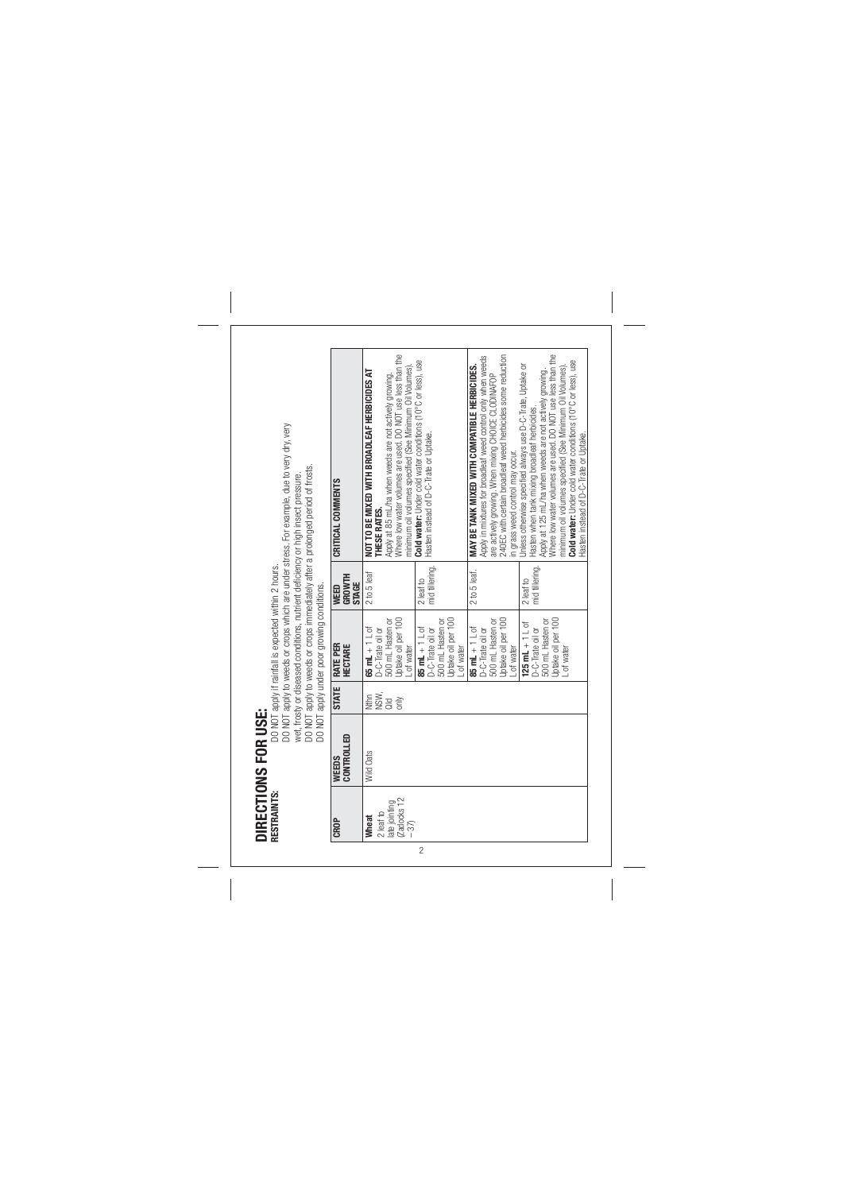# DIRECTIONS FOR USE:

**RESTRAINTS:**

DO NOT apply if rainfall is expected within 2 hours.
DO NOT apply to weeds or crops which are under stress. For example, due to very dry, very wet, frosty or diseased conditions, nutrient deficiency or high insect pressure.
DO NOT apply to weeds or crops immediately after a prolonged period of frosts.
DO NOT apply under poor growing conditions.

| CROP | WEEDS CONTROLLED | STATE | RATE PER HECTARE | WEED GROWTH STAGE | CRITICAL COMMENTS |
|---|---|---|---|---|---|
| **Wheat** 2 leaf to late jointing (Zadocks 12 – 37) | Wild Oats | Nthn NSW, Qld only | **65 mL** + 1 L of D-C-Trate oil or 500 mL Hasten or Uptake oil per 100 L of water | 2 to 5 leaf | **NOT TO BE MIXED WITH BROADLEAF HERBICIDES AT THESE RATES.** Apply at 85 mL/ha when weeds are not actively growing. Where low water volumes are used, DO NOT use less than the minimum oil volumes specified (See Minimum Oil Volumes). **Cold water:** Under cold water conditions (10°C or less), use Hasten instead of D-C-Trate or Uptake. |
| | | | **85 mL** + 1 L of D-C-Trate oil or 500 mL Hasten or Uptake oil per 100 L of water | 2 leaf to mid tillering. | |
| | | | **85 mL** + 1 L of D-C-Trate oil or 500 mL Hasten or Uptake oil per 100 L of water | 2 to 5 leaf. | **MAY BE TANK MIXED WITH COMPATIBLE HERBICIDES.** Apply in mixtures for broadleaf weed control only when weeds are actively growing. When mixing CHOICE CLODINAFOP 240EC with certain broadleaf weed herbicides some reduction in grass weed control may occur. Unless otherwise specified always use D-C-Trate, Uptake or Hasten when tank mixing broadleaf herbicides. Apply at 125 mL/ha when weeds are not actively growing. Where low water volumes are used, DO NOT use less than the minimum oil volumes specified (See Minimum Oil Volumes). **Cold water:** Under cold water conditions (10°C or less), use Hasten instead of D-C-Trate or Uptake. |
| | | | **125 mL** + 1 L of D-C-Trate oil or 500 mL Hasten or Uptake oil per 100 L of water | 2 leaf to mid tillering. | |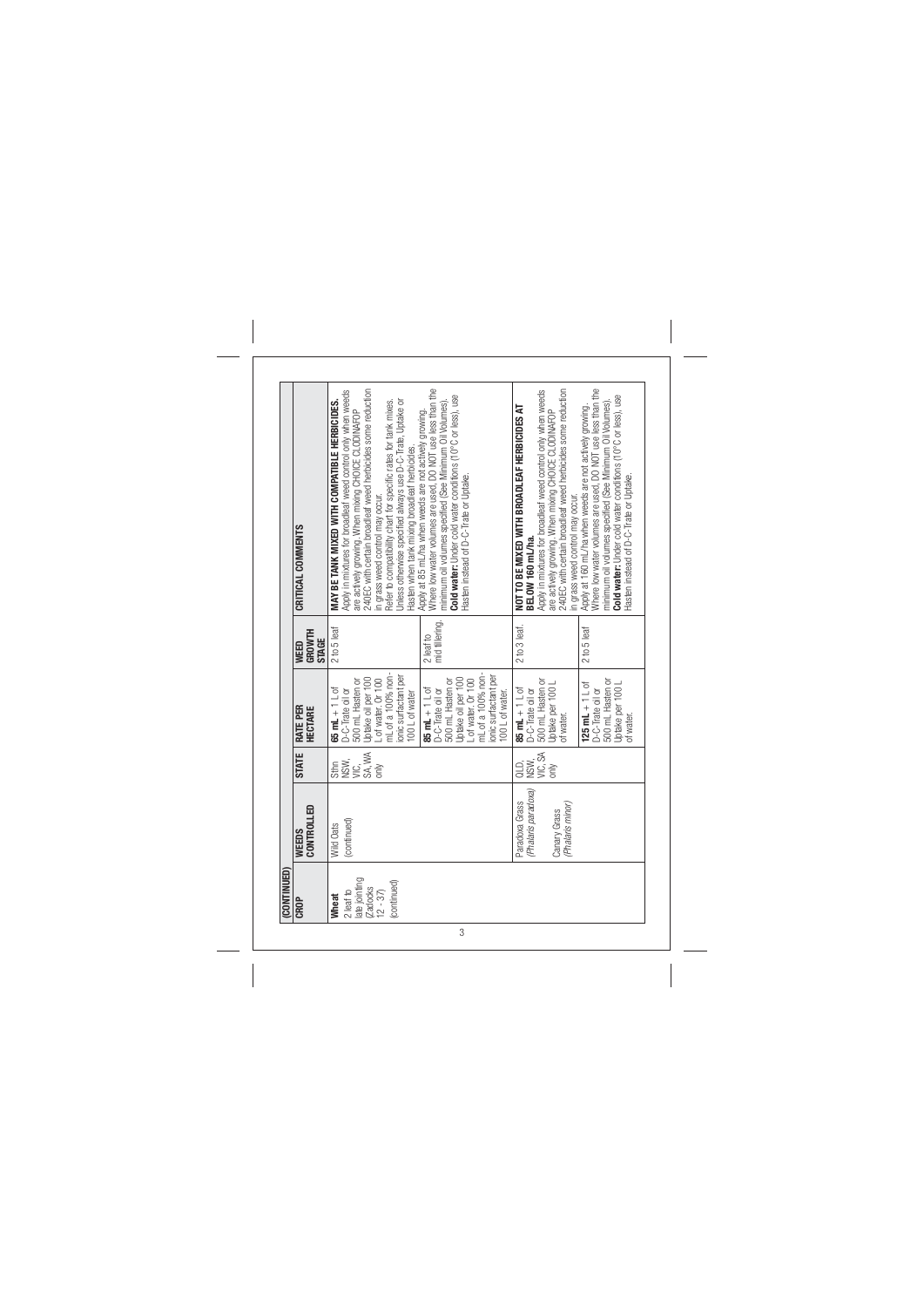**(CONTINUED)**

| CROP | WEEDS CONTROLLED | STATE | RATE PER HECTARE | WEED GROWTH STAGE | CRITICAL COMMENTS |
|---|---|---|---|---|---|
| **Wheat** 2 leaf to late jointing (Zadocks 12 - 37) (continued) | Wild Oats (continued) | Sthn NSW, VIC, SA, WA only | **65 mL** + 1 L of D-C-Trate oil or 500 mL Hasten or Uptake oil per 100 L of water. Or 100 mL of a 100% non-ionic surfactant per 100 L of water | 2 to 5 leaf | **MAY BE TANK MIXED WITH COMPATIBLE HERBICIDES.** Apply in mixtures for broadleaf weed control only when weeds are actively growing. When mixing CHOICE CLODINAFOP 240EC with certain broadleaf weed herbicides some reduction in grass weed control may occur. Refer to compatibility chart for specific rates for tank mixes. Unless otherwise specified always use D-C-Trate, Uptake or Hasten when tank mixing broadleaf herbicides. |
| | | | **85 mL** + 1 L of D-C-Trate oil or 500 mL Hasten or Uptake oil per 100 L of water. Or 100 mL of a 100% non-ionic surfactant per 100 L of water. | 2 leaf to mid tillering. | Apply at 85 mL/ha when weeds are not actively growing. Where low water volumes are used, DO NOT use less than the minimum oil volumes specified (See Minimum Oil Volumes). **Cold water:** Under cold water conditions (10°C or less), use Hasten instead of D-C-Trate or Uptake. |
| | Paradoxa Grass *(Phalaris paradoxa)* Canary Grass *(Phalaris minor)* | QLD, NSW, VIC, SA only | **85 mL** + 1 L of D-C-Trate oil or 500 mL Hasten or Uptake per 100 L of water. | 2 to 3 leaf. | **NOT TO BE MIXED WITH BROADLEAF HERBICIDES AT BELOW 160 mL/ha.** Apply in mixtures for broadleaf weed control only when weeds are actively growing. When mixing CHOICE CLODINAFOP 240EC with certain broadleaf weed herbicides some reduction in grass weed control may occur. |
| | | | **125 mL** + 1 L of D-C-Trate oil or 500 mL Hasten or Uptake per 100 L of water. | 2 to 5 leaf | Apply at 160 mL/ha when weeds are not actively growing. Where low water volumes are used, DO NOT use less than the minimum oil volumes specified (See Minimum Oil Volumes). **Cold water:** Under cold water conditions (10°C or less), use Hasten instead of D-C-Trate or Uptake. |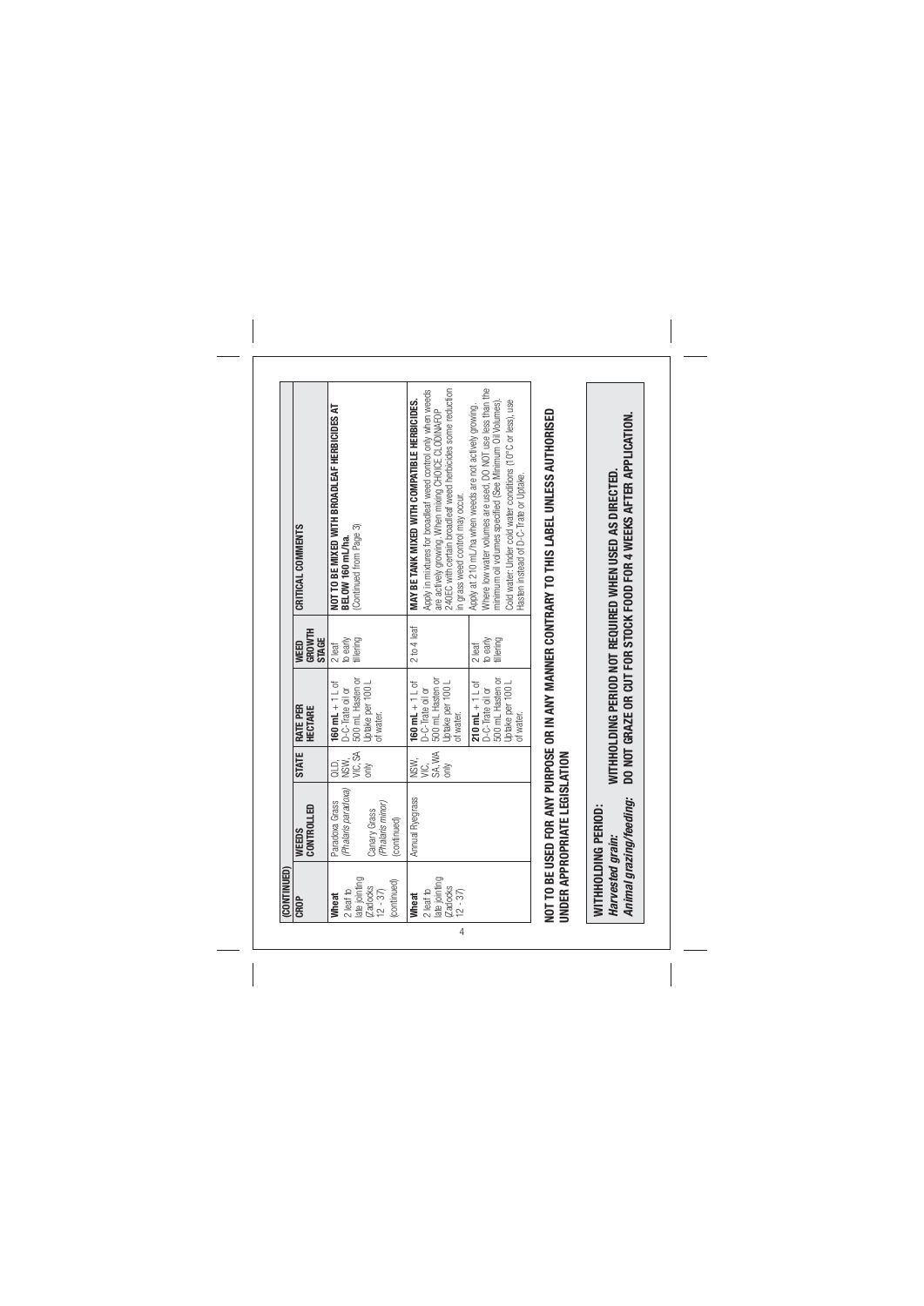(CONTINUED)

| CROP | WEEDS CONTROLLED | STATE | RATE PER HECTARE | WEED GROWTH STAGE | CRITICAL COMMENTS |
|---|---|---|---|---|---|
| **Wheat** 2 leaf to late jointing (Zadocks 12 - 37) (continued) | Paradoxa Grass (*Phalaris paradoxa*) Canary Grass (*Phalaris minor*) (continued) | QLD, NSW, VIC, SA only | **160 mL** + 1 L of D-C-Trate oil or 500 mL Hasten or Uptake per 100 L of water. | 2 leaf to early tillering | **NOT TO BE MIXED WITH BROADLEAF HERBICIDES AT BELOW 160 mL/ha.** (Continued from Page 3) |
| **Wheat** 2 leaf to late jointing (Zadocks 12 - 37) | Annual Ryegrass | NSW, VIC, SA, WA only | **160 mL** + 1 L of D-C-Trate oil or 500 mL Hasten or Uptake per 100 L of water. | 2 to 4 leaf | **MAY BE TANK MIXED WITH COMPATIBLE HERBICIDES.** Apply in mixtures for broadleaf weed control only when weeds are actively growing. When mixing CHOICE CLODINAFOP 240EC with certain broadleaf weed herbicides some reduction in grass weed control may occur. |
| | | | **210 mL** + 1 L of D-C-Trate oil or 500 mL Hasten or Uptake per 100 L of water. | 2 leaf to early tillering | Apply at 210 mL/ha when weeds are not actively growing. Where low water volumes are used, DO NOT use less than the minimum oil volumes specified (See Minimum Oil Volumes). Cold water: Under cold water conditions (10°C or less), use Hasten instead of D-C-Trate or Uptake. |

**NOT TO BE USED FOR ANY PURPOSE OR IN ANY MANNER CONTRARY TO THIS LABEL UNLESS AUTHORISED UNDER APPROPRIATE LEGISLATION**

**WITHHOLDING PERIOD:**

***Harvested grain:*** **WITHHOLDING PERIOD NOT REQUIRED WHEN USED AS DIRECTED.**

***Animal grazing/feeding:*** **DO NOT GRAZE OR CUT FOR STOCK FOOD FOR 4 WEEKS AFTER APPLICATION.**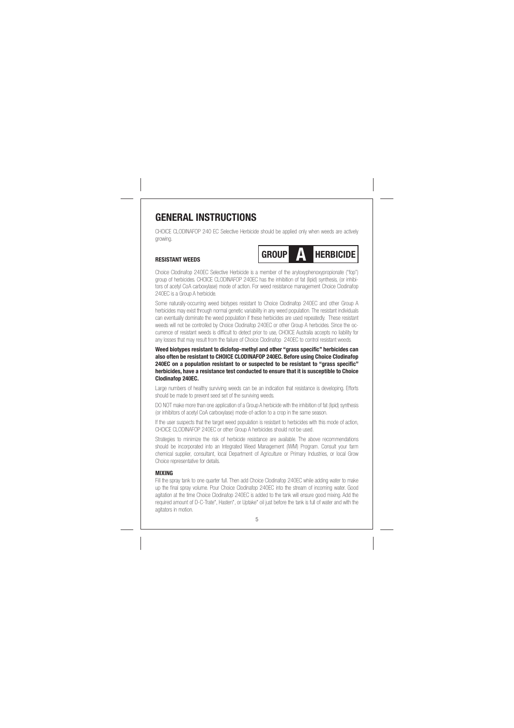# GENERAL INSTRUCTIONS

CHOICE CLODINAFOP 240 EC Selective Herbicide should be applied only when weeds are actively growing.

**GROUP A HERBICIDE**

#### RESISTANT WEEDS

Choice Clodinafop 240EC Selective Herbicide is a member of the aryloxyphenoxypropionate ("fop") group of herbicides. CHOICE CLODINAFOP 240EC has the inhibition of fat (lipid) synthesis, (or inhibitors of acetyl CoA carboxylase) mode of action. For weed resistance management Choice Clodinafop 240EC is a Group A herbicide.

Some naturally-occurring weed biotypes resistant to Choice Clodinafop 240EC and other Group A herbicides may exist through normal genetic variability in any weed population. The resistant individuals can eventually dominate the weed population if these herbicides are used repeatedly. These resistant weeds will not be controlled by Choice Clodinafop 240EC or other Group A herbcides. Since the occurrence of resistant weeds is difficult to detect prior to use, CHOICE Australia accepts no liability for any losses that may result from the failure of Choice Clodinafop 240EC to control resistant weeds.

**Weed biotypes resistant to diclofop-methyl and other "grass specific" herbicides can also often be resistant to CHOICE CLODINAFOP 240EC. Before using Choice Clodinafop 240EC on a population resistant to or suspected to be resistant to "grass specific" herbicides, have a resistance test conducted to ensure that it is susceptible to Choice Clodinafop 240EC.**

Large numbers of healthy surviving weeds can be an indication that resistance is developing. Efforts should be made to prevent seed set of the surviving weeds.

DO NOT make more than one application of a Group A herbicide with the inhibition of fat (lipid) synthesis (or inhibitors of acetyl CoA carboxylase) mode-of-action to a crop in the same season.

If the user suspects that the target weed population is resistant to herbicides with this mode of action, CHOICE CLODINAFOP 240EC or other Group A herbicides should not be used.

Strategies to minimize the risk of herbicide resistance are available. The above recommendations should be incorporated into an Integrated Weed Management (IWM) Program. Consult your farm chemical supplier, consultant, local Department of Agriculture or Primary Industries, or local Grow Choice representative for details.

#### MIXING

Fill the spray tank to one quarter full. Then add Choice Clodinafop 240EC while adding water to make up the final spray volume. Pour Choice Clodinafop 240EC into the stream of incoming water. Good agitation at the time Choice Clodinafop 240EC is added to the tank will ensure good mixing. Add the required amount of D-C-Trate*, Hasten*, or Uptake* oil just before the tank is full of water and with the agitators in motion.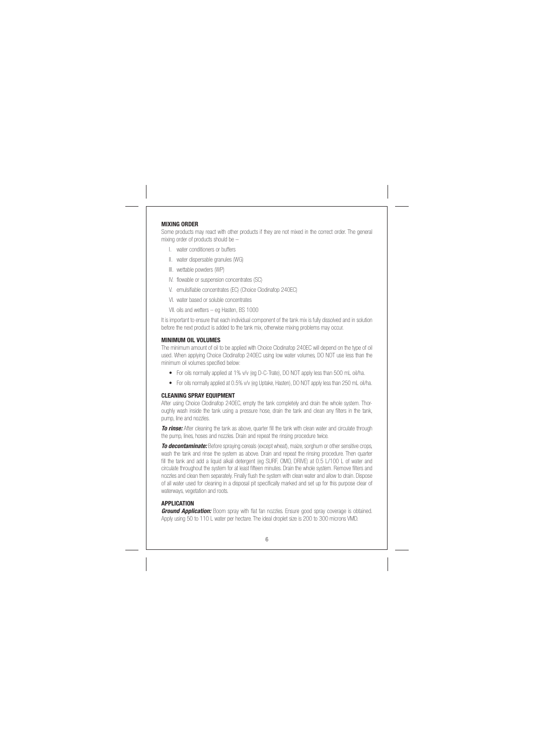## MIXING ORDER

Some products may react with other products if they are not mixed in the correct order. The general mixing order of products should be –

I. water conditioners or buffers

II. water dispersable granules (WG)

III. wettable powders (WP)

IV. flowable or suspension concentrates (SC)

V. emulsifiable concentrates (EC) (Choice Clodinafop 240EC)

VI. water based or soluble concentrates

VII. oils and wetters – eg Hasten, BS 1000

It is important to ensure that each individual component of the tank mix is fully dissolved and in solution before the next product is added to the tank mix, otherwise mixing problems may occur.

## MINIMUM OIL VOLUMES

The minimum amount of oil to be applied with Choice Clodinafop 240EC will depend on the type of oil used. When applying Choice Clodinafop 240EC using low water volumes, DO NOT use less than the minimum oil volumes specified below:

- For oils normally applied at 1% v/v (eg D-C-Trate), DO NOT apply less than 500 mL oil/ha.
- For oils normally applied at 0.5% v/v (eg Uptake, Hasten), DO NOT apply less than 250 mL oil/ha.

## CLEANING SPRAY EQUIPMENT

After using Choice Clodinafop 240EC, empty the tank completely and drain the whole system. Thoroughly wash inside the tank using a pressure hose, drain the tank and clean any filters in the tank, pump, line and nozzles.

***To rinse:*** After cleaning the tank as above, quarter fill the tank with clean water and circulate through the pump, lines, hoses and nozzles. Drain and repeat the rinsing procedure twice.

***To decontaminate:*** Before spraying cereals (except wheat), maize, sorghum or other sensitive crops, wash the tank and rinse the system as above. Drain and repeat the rinsing procedure. Then quarter fill the tank and add a liquid alkali detergent (eg SURF, OMO, DRIVE) at 0.5 L/100 L of water and circulate throughout the system for at least fifteen minutes. Drain the whole system. Remove filters and nozzles and clean them separately. Finally flush the system with clean water and allow to drain. Dispose of all water used for cleaning in a disposal pit specifically marked and set up for this purpose clear of waterways, vegetation and roots.

## APPLICATION

***Ground Application:*** Boom spray with flat fan nozzles. Ensure good spray coverage is obtained. Apply using 50 to 110 L water per hectare. The ideal droplet size is 200 to 300 microns VMD.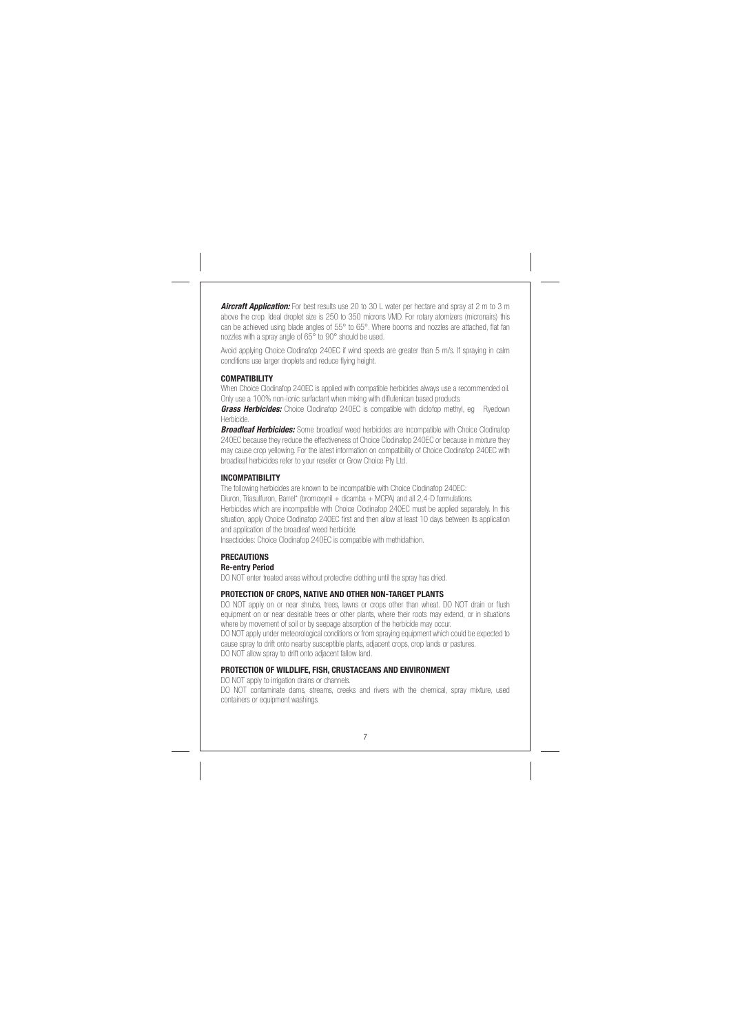***Aircraft Application:*** For best results use 20 to 30 L water per hectare and spray at 2 m to 3 m above the crop. Ideal droplet size is 250 to 350 microns VMD. For rotary atomizers (micronairs) this can be achieved using blade angles of 55° to 65°. Where booms and nozzles are attached, flat fan nozzles with a spray angle of 65° to 90° should be used.

Avoid applying Choice Clodinafop 240EC if wind speeds are greater than 5 m/s. If spraying in calm conditions use larger droplets and reduce flying height.

### COMPATIBILITY

When Choice Clodinafop 240EC is applied with compatible herbicides always use a recommended oil. Only use a 100% non-ionic surfactant when mixing with diflufenican based products.

***Grass Herbicides:*** Choice Clodinafop 240EC is compatible with diclofop methyl, eg Ryedown Herbicide.

***Broadleaf Herbicides:*** Some broadleaf weed herbicides are incompatible with Choice Clodinafop 240EC because they reduce the effectiveness of Choice Clodinafop 240EC or because in mixture they may cause crop yellowing. For the latest information on compatibility of Choice Clodinafop 240EC with broadleaf herbicides refer to your reseller or Grow Choice Pty Ltd.

### INCOMPATIBILITY

The following herbicides are known to be incompatible with Choice Clodinafop 240EC:
Diuron, Triasulfuron, Barrel* (bromoxynil + dicamba + MCPA) and all 2,4-D formulations.
Herbicides which are incompatible with Choice Clodinafop 240EC must be applied separately. In this situation, apply Choice Clodinafop 240EC first and then allow at least 10 days between its application and application of the broadleaf weed herbicide.
Insecticides: Choice Clodinafop 240EC is compatible with methidathion.

### PRECAUTIONS

**Re-entry Period**

DO NOT enter treated areas without protective clothing until the spray has dried.

### PROTECTION OF CROPS, NATIVE AND OTHER NON-TARGET PLANTS

DO NOT apply on or near shrubs, trees, lawns or crops other than wheat. DO NOT drain or flush equipment on or near desirable trees or other plants, where their roots may extend, or in situations where by movement of soil or by seepage absorption of the herbicide may occur.
DO NOT apply under meteorological conditions or from spraying equipment which could be expected to cause spray to drift onto nearby susceptible plants, adjacent crops, crop lands or pastures.
DO NOT allow spray to drift onto adjacent fallow land.

### PROTECTION OF WILDLIFE, FISH, CRUSTACEANS AND ENVIRONMENT

DO NOT apply to irrigation drains or channels.
DO NOT contaminate dams, streams, creeks and rivers with the chemical, spray mixture, used containers or equipment washings.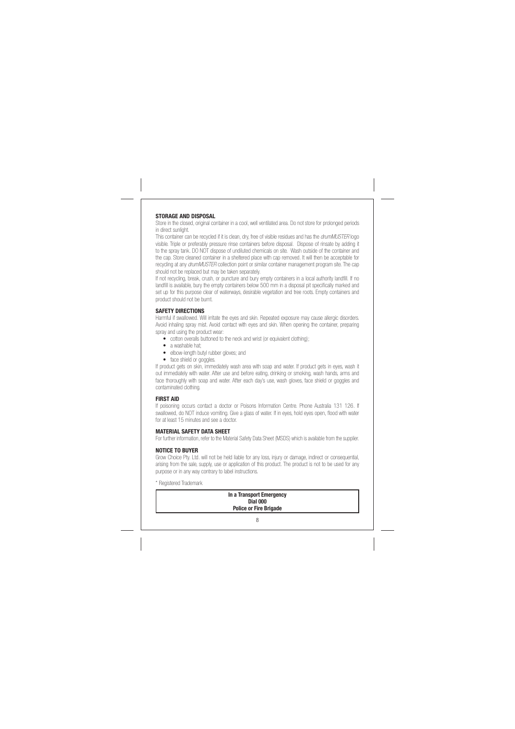## STORAGE AND DISPOSAL

Store in the closed, original container in a cool, well ventilated area. Do not store for prolonged periods in direct sunlight.

This container can be recycled if it is clean, dry, free of visible residues and has the *drumMUSTER* logo visible. Triple or preferably pressure rinse containers before disposal. Dispose of rinsate by adding it to the spray tank. DO NOT dispose of undiluted chemicals on site. Wash outside of the container and the cap. Store cleaned container in a sheltered place with cap removed. It will then be acceptable for recycling at any *drumMUSTER* collection point or similar container management program site. The cap should not be replaced but may be taken separately.

If not recycling, break, crush, or puncture and bury empty containers in a local authority landfill. If no landfill is available, bury the empty containers below 500 mm in a disposal pit specifically marked and set up for this purpose clear of waterways, desirable vegetation and tree roots. Empty containers and product should not be burnt.

## SAFETY DIRECTIONS

Harmful if swallowed. Will irritate the eyes and skin. Repeated exposure may cause allergic disorders. Avoid inhaling spray mist. Avoid contact with eyes and skin. When opening the container, preparing spray and using the product wear:

- cotton overalls buttoned to the neck and wrist (or equivalent clothing);
- a washable hat;
- elbow-length butyl rubber gloves; and
- face shield or goggles.

If product gets on skin, immediately wash area with soap and water. If product gets in eyes, wash it out immediately with water. After use and before eating, drinking or smoking, wash hands, arms and face thoroughly with soap and water. After each day's use, wash gloves, face shield or goggles and contaminated clothing.

## FIRST AID

If poisoning occurs contact a doctor or Poisons Information Centre. Phone Australia 131 126. If swallowed, do NOT induce vomiting. Give a glass of water. If in eyes, hold eyes open, flood with water for at least 15 minutes and see a doctor.

## MATERIAL SAFETY DATA SHEET

For further information, refer to the Material Safety Data Sheet (MSDS) which is available from the supplier.

## NOTICE TO BUYER

Grow Choice Pty. Ltd. will not be held liable for any loss, injury or damage, indirect or consequential, arising from the sale, supply, use or application of this product. The product is not to be used for any purpose or in any way contrary to label instructions.

* Registered Trademark

**In a Transport Emergency**
**Dial 000**
**Police or Fire Brigade**